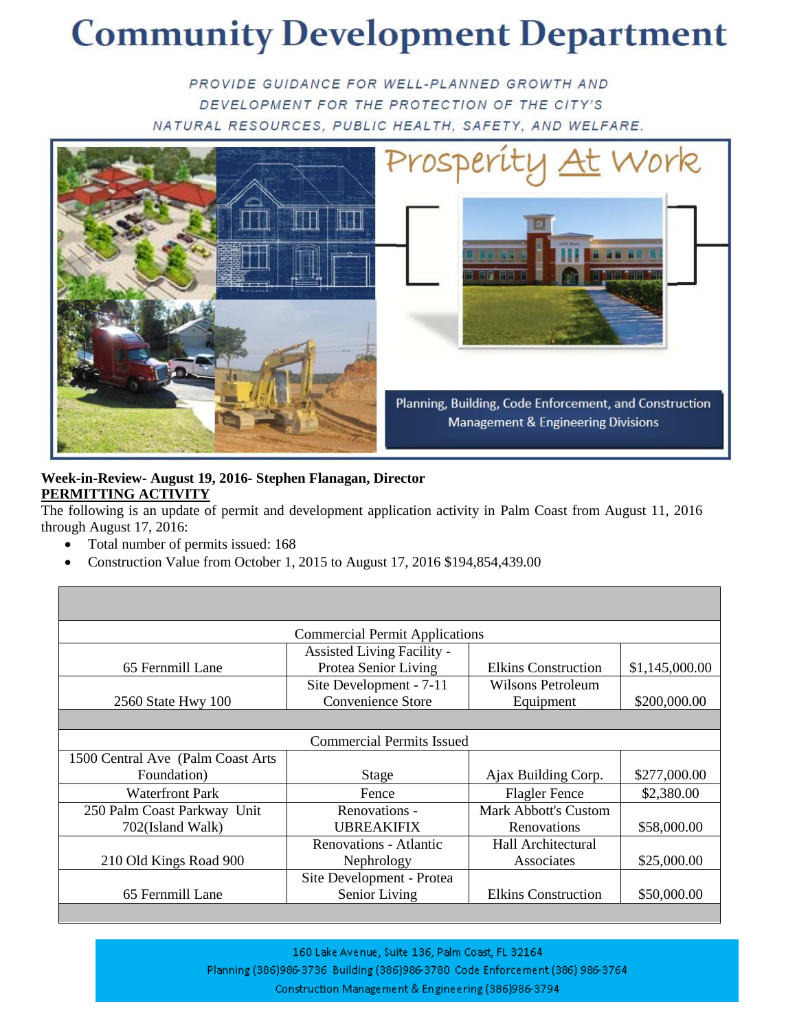# Community Development Department

*PROVIDE GUIDANCE FOR WELL-PLANNED GROWTH AND DEVELOPMENT FOR THE PROTECTION OF THE CITY'S NATURAL RESOURCES, PUBLIC HEALTH, SAFETY, AND WELFARE.*

Prosperity At Work

Planning, Building, Code Enforcement, and Construction Management & Engineering Divisions

**Week-in-Review- August 19, 2016- Stephen Flanagan, Director**

**PERMITTING ACTIVITY**

The following is an update of permit and development application activity in Palm Coast from August 11, 2016 through August 17, 2016:

- Total number of permits issued: 168
- Construction Value from October 1, 2015 to August 17, 2016 $194,854,439.00

| Commercial Permit Applications | | | |
|---|---|---|---|
| 65 Fernmill Lane | Assisted Living Facility - Protea Senior Living | Elkins Construction | $1,145,000.00 |
| 2560 State Hwy 100 | Site Development - 7-11 Convenience Store | Wilsons Petroleum Equipment | $200,000.00 |
| **Commercial Permits Issued** | | | |
| 1500 Central Ave (Palm Coast Arts Foundation) | Stage | Ajax Building Corp. | $277,000.00 |
| Waterfront Park | Fence | Flagler Fence | $2,380.00 |
| 250 Palm Coast Parkway Unit 702(Island Walk) | Renovations - UBREAKIFIX | Mark Abbott's Custom Renovations | $58,000.00 |
| 210 Old Kings Road 900 | Renovations - Atlantic Nephrology | Hall Architectural Associates | $25,000.00 |
| 65 Fernmill Lane | Site Development - Protea Senior Living | Elkins Construction | $50,000.00 |

160 Lake Avenue, Suite 136, Palm Coast, FL 32164
Planning (386)986-3736 Building (386)986-3780 Code Enforcement (386) 986-3764
Construction Management & Engineering (386)986-3794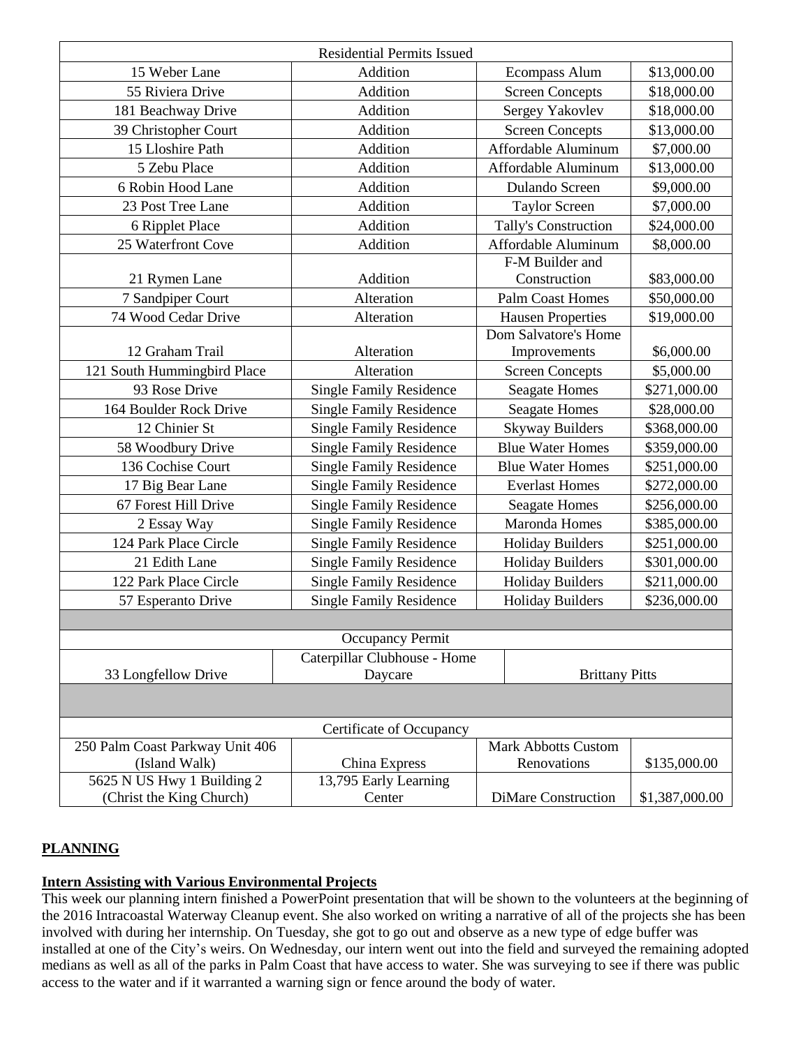| Residential Permits Issued | | | |
|---|---|---|---|
| 15 Weber Lane | Addition | Ecompass Alum | $13,000.00 |
| 55 Riviera Drive | Addition | Screen Concepts | $18,000.00 |
| 181 Beachway Drive | Addition | Sergey Yakovlev | $18,000.00 |
| 39 Christopher Court | Addition | Screen Concepts | $13,000.00 |
| 15 Lloshire Path | Addition | Affordable Aluminum | $7,000.00 |
| 5 Zebu Place | Addition | Affordable Aluminum | $13,000.00 |
| 6 Robin Hood Lane | Addition | Dulando Screen | $9,000.00 |
| 23 Post Tree Lane | Addition | Taylor Screen | $7,000.00 |
| 6 Ripplet Place | Addition | Tally's Construction | $24,000.00 |
| 25 Waterfront Cove | Addition | Affordable Aluminum | $8,000.00 |
| 21 Rymen Lane | Addition | F-M Builder and Construction | $83,000.00 |
| 7 Sandpiper Court | Alteration | Palm Coast Homes | $50,000.00 |
| 74 Wood Cedar Drive | Alteration | Hausen Properties | $19,000.00 |
| 12 Graham Trail | Alteration | Dom Salvatore's Home Improvements | $6,000.00 |
| 121 South Hummingbird Place | Alteration | Screen Concepts | $5,000.00 |
| 93 Rose Drive | Single Family Residence | Seagate Homes | $271,000.00 |
| 164 Boulder Rock Drive | Single Family Residence | Seagate Homes | $28,000.00 |
| 12 Chinier St | Single Family Residence | Skyway Builders | $368,000.00 |
| 58 Woodbury Drive | Single Family Residence | Blue Water Homes | $359,000.00 |
| 136 Cochise Court | Single Family Residence | Blue Water Homes | $251,000.00 |
| 17 Big Bear Lane | Single Family Residence | Everlast Homes | $272,000.00 |
| 67 Forest Hill Drive | Single Family Residence | Seagate Homes | $256,000.00 |
| 2 Essay Way | Single Family Residence | Maronda Homes | $385,000.00 |
| 124 Park Place Circle | Single Family Residence | Holiday Builders | $251,000.00 |
| 21 Edith Lane | Single Family Residence | Holiday Builders | $301,000.00 |
| 122 Park Place Circle | Single Family Residence | Holiday Builders | $211,000.00 |
| 57 Esperanto Drive | Single Family Residence | Holiday Builders | $236,000.00 |

| Occupancy Permit | | |
|---|---|---|
| 33 Longfellow Drive | Caterpillar Clubhouse - Home Daycare | Brittany Pitts |

| Certificate of Occupancy | | | |
|---|---|---|---|
| 250 Palm Coast Parkway Unit 406 (Island Walk) | China Express | Mark Abbotts Custom Renovations | $135,000.00 |
| 5625 N US Hwy 1 Building 2 (Christ the King Church) | 13,795 Early Learning Center | DiMare Construction | $1,387,000.00 |

## PLANNING

### Intern Assisting with Various Environmental Projects

This week our planning intern finished a PowerPoint presentation that will be shown to the volunteers at the beginning of the 2016 Intracoastal Waterway Cleanup event. She also worked on writing a narrative of all of the projects she has been involved with during her internship. On Tuesday, she got to go out and observe as a new type of edge buffer was installed at one of the City's weirs. On Wednesday, our intern went out into the field and surveyed the remaining adopted medians as well as all of the parks in Palm Coast that have access to water. She was surveying to see if there was public access to the water and if it warranted a warning sign or fence around the body of water.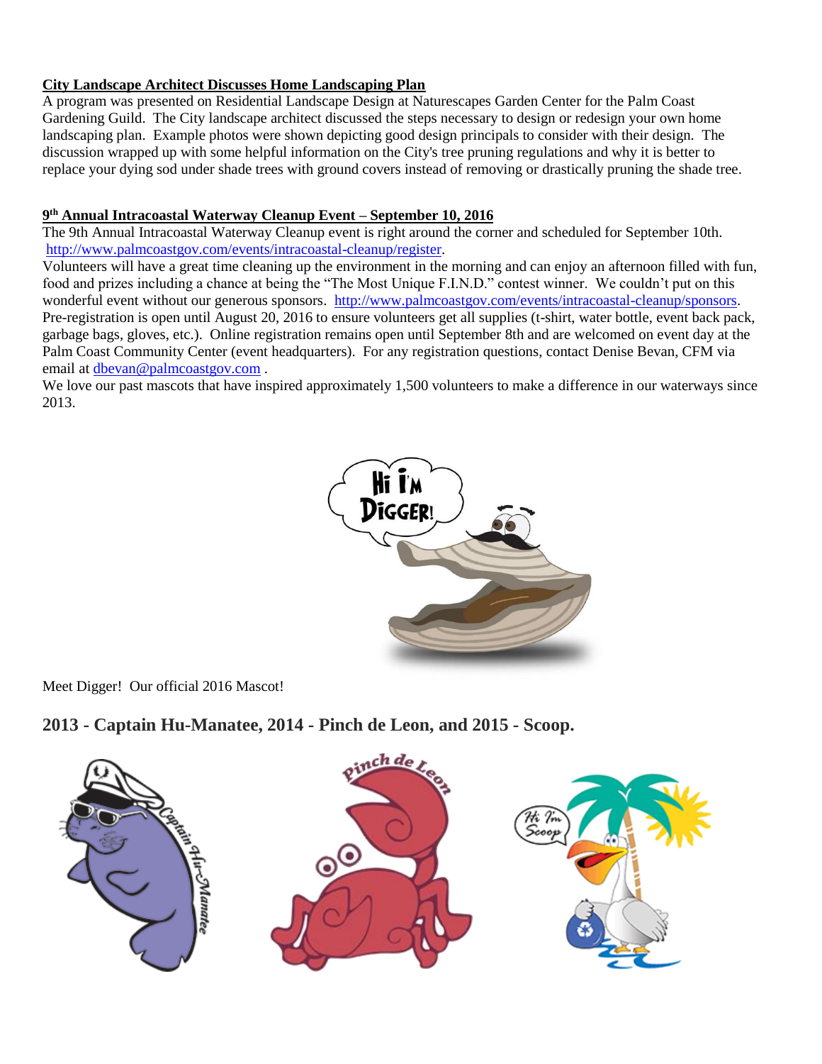**City Landscape Architect Discusses Home Landscaping Plan**

A program was presented on Residential Landscape Design at Naturescapes Garden Center for the Palm Coast Gardening Guild. The City landscape architect discussed the steps necessary to design or redesign your own home landscaping plan. Example photos were shown depicting good design principals to consider with their design. The discussion wrapped up with some helpful information on the City's tree pruning regulations and why it is better to replace your dying sod under shade trees with ground covers instead of removing or drastically pruning the shade tree.

**9th Annual Intracoastal Waterway Cleanup Event – September 10, 2016**

The 9th Annual Intracoastal Waterway Cleanup event is right around the corner and scheduled for September 10th. http://www.palmcoastgov.com/events/intracoastal-cleanup/register.

Volunteers will have a great time cleaning up the environment in the morning and can enjoy an afternoon filled with fun, food and prizes including a chance at being the "The Most Unique F.I.N.D." contest winner. We couldn't put on this wonderful event without our generous sponsors. http://www.palmcoastgov.com/events/intracoastal-cleanup/sponsors.

Pre-registration is open until August 20, 2016 to ensure volunteers get all supplies (t-shirt, water bottle, event back pack, garbage bags, gloves, etc.). Online registration remains open until September 8th and are welcomed on event day at the Palm Coast Community Center (event headquarters). For any registration questions, contact Denise Bevan, CFM via email at dbevan@palmcoastgov.com .

We love our past mascots that have inspired approximately 1,500 volunteers to make a difference in our waterways since 2013.

Meet Digger! Our official 2016 Mascot!

## 2013 - Captain Hu-Manatee, 2014 - Pinch de Leon, and 2015 - Scoop.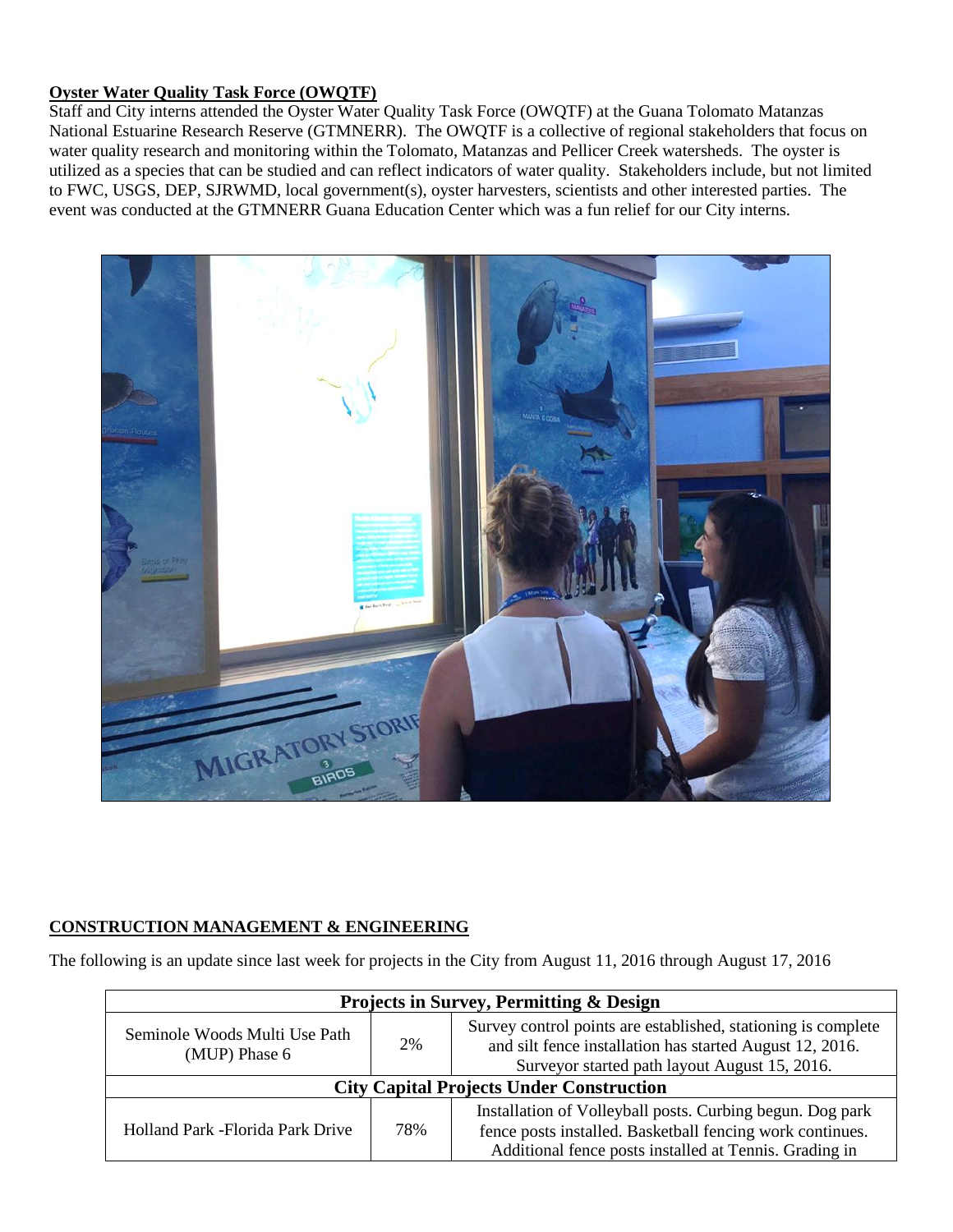**Oyster Water Quality Task Force (OWQTF)**

Staff and City interns attended the Oyster Water Quality Task Force (OWQTF) at the Guana Tolomato Matanzas National Estuarine Research Reserve (GTMNERR). The OWQTF is a collective of regional stakeholders that focus on water quality research and monitoring within the Tolomato, Matanzas and Pellicer Creek watersheds. The oyster is utilized as a species that can be studied and can reflect indicators of water quality. Stakeholders include, but not limited to FWC, USGS, DEP, SJRWMD, local government(s), oyster harvesters, scientists and other interested parties. The event was conducted at the GTMNERR Guana Education Center which was a fun relief for our City interns.

**CONSTRUCTION MANAGEMENT & ENGINEERING**

The following is an update since last week for projects in the City from August 11, 2016 through August 17, 2016

| Projects in Survey, Permitting & Design | | |
|---|---|---|
| Seminole Woods Multi Use Path (MUP) Phase 6 | 2% | Survey control points are established, stationing is complete and silt fence installation has started August 12, 2016. Surveyor started path layout August 15, 2016. |
| **City Capital Projects Under Construction** | | |
| Holland Park -Florida Park Drive | 78% | Installation of Volleyball posts. Curbing begun. Dog park fence posts installed. Basketball fencing work continues. Additional fence posts installed at Tennis. Grading in |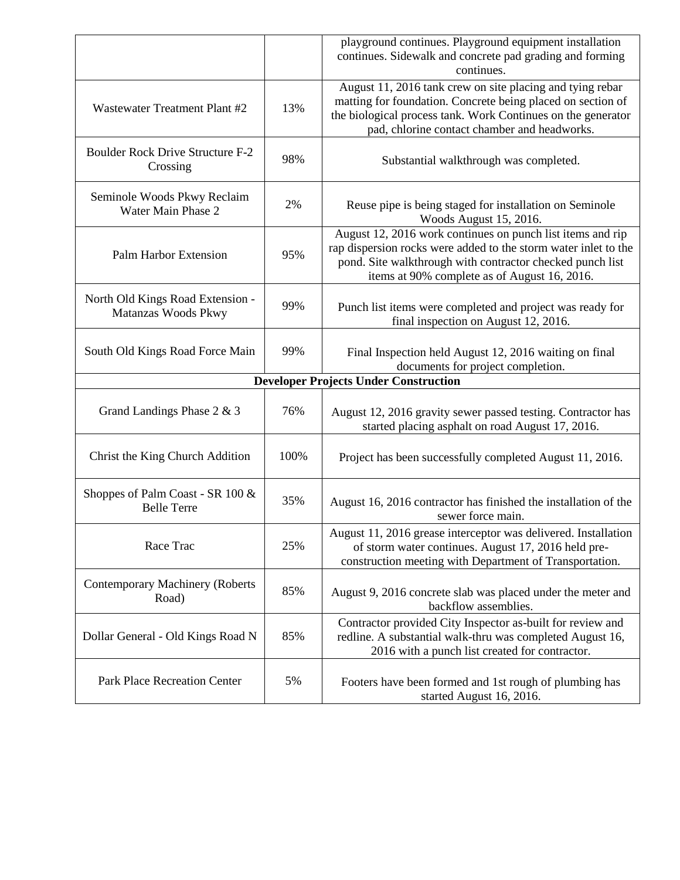| | | |
|---|---|---|
| | | playground continues. Playground equipment installation continues. Sidewalk and concrete pad grading and forming continues. |
| Wastewater Treatment Plant #2 | 13% | August 11, 2016 tank crew on site placing and tying rebar matting for foundation. Concrete being placed on section of the biological process tank. Work Continues on the generator pad, chlorine contact chamber and headworks. |
| Boulder Rock Drive Structure F-2 Crossing | 98% | Substantial walkthrough was completed. |
| Seminole Woods Pkwy Reclaim Water Main Phase 2 | 2% | Reuse pipe is being staged for installation on Seminole Woods August 15, 2016. |
| Palm Harbor Extension | 95% | August 12, 2016 work continues on punch list items and rip rap dispersion rocks were added to the storm water inlet to the pond. Site walkthrough with contractor checked punch list items at 90% complete as of August 16, 2016. |
| North Old Kings Road Extension - Matanzas Woods Pkwy | 99% | Punch list items were completed and project was ready for final inspection on August 12, 2016. |
| South Old Kings Road Force Main | 99% | Final Inspection held August 12, 2016 waiting on final documents for project completion. |
| **Developer Projects Under Construction** | | |
| Grand Landings Phase 2 & 3 | 76% | August 12, 2016 gravity sewer passed testing. Contractor has started placing asphalt on road August 17, 2016. |
| Christ the King Church Addition | 100% | Project has been successfully completed August 11, 2016. |
| Shoppes of Palm Coast - SR 100 & Belle Terre | 35% | August 16, 2016 contractor has finished the installation of the sewer force main. |
| Race Trac | 25% | August 11, 2016 grease interceptor was delivered. Installation of storm water continues. August 17, 2016 held pre-construction meeting with Department of Transportation. |
| Contemporary Machinery (Roberts Road) | 85% | August 9, 2016 concrete slab was placed under the meter and backflow assemblies. |
| Dollar General - Old Kings Road N | 85% | Contractor provided City Inspector as-built for review and redline. A substantial walk-thru was completed August 16, 2016 with a punch list created for contractor. |
| Park Place Recreation Center | 5% | Footers have been formed and 1st rough of plumbing has started August 16, 2016. |